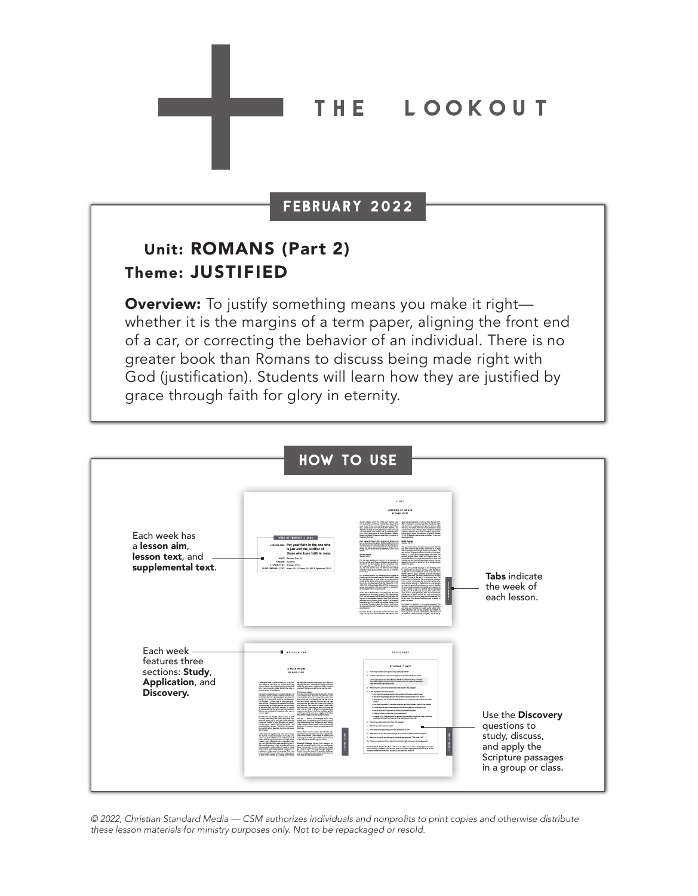# THE LOOKOUT

## FEBRUARY 2022

**Unit:** ROMANS (Part 2)

**Theme:** JUSTIFIED

**Overview:** To justify something means you make it right—whether it is the margins of a term paper, aligning the front end of a car, or correcting the behavior of an individual. There is no greater book than Romans to discuss being made right with God (justification). Students will learn how they are justified by grace through faith for glory in eternity.

## HOW TO USE

Each week has a **lesson aim**, **lesson text**, and **supplemental text**.

**Tabs** indicate the week of each lesson.

Each week features three sections: **Study**, **Application**, and **Discovery.**

Use the **Discovery** questions to study, discuss, and apply the Scripture passages in a group or class.

*© 2022, Christian Standard Media — CSM authorizes individuals and nonprofits to print copies and otherwise distribute these lesson materials for ministry purposes only. Not to be repackaged or resold.*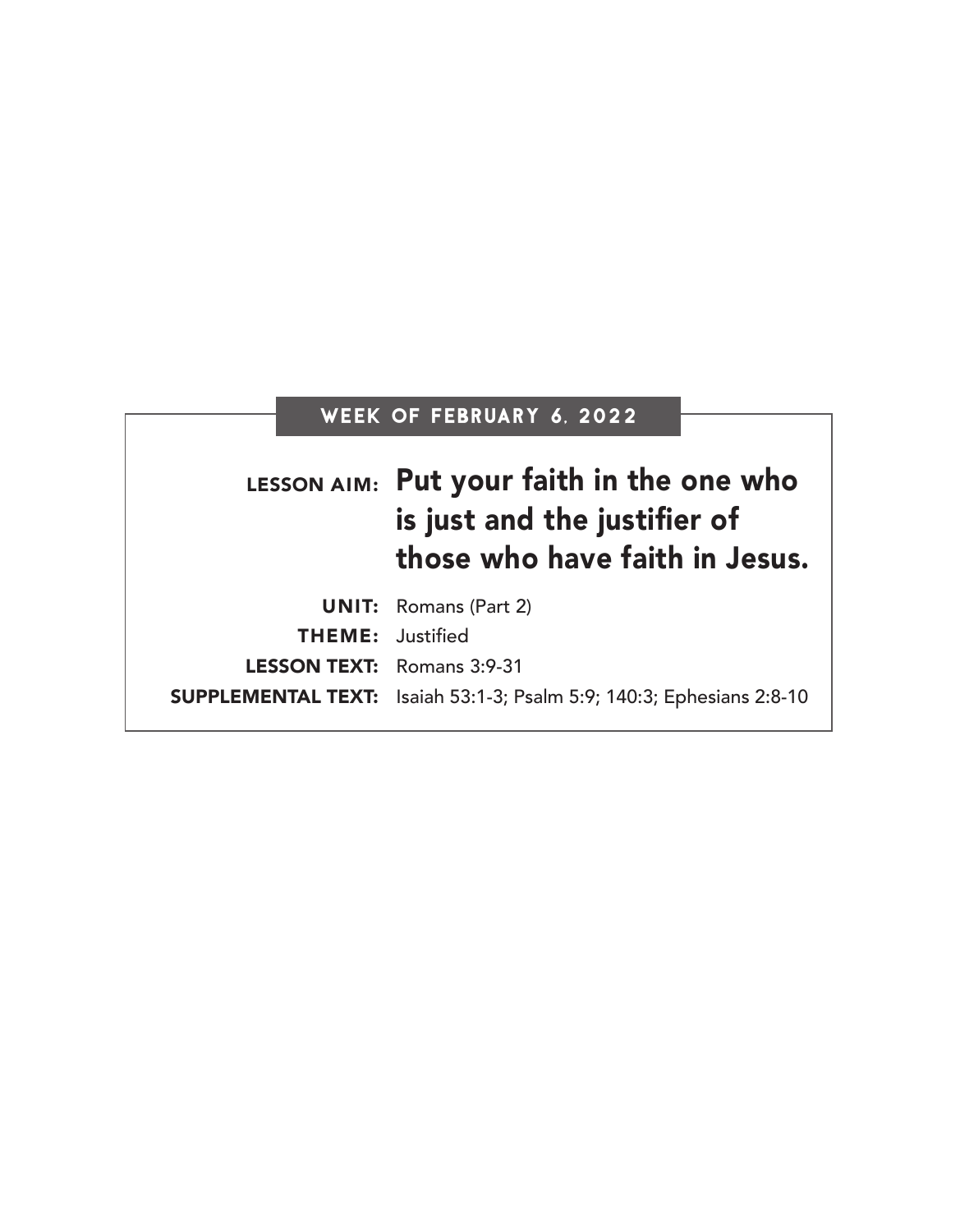## WEEK OF FEBRUARY 6, 2022

**LESSON AIM:** **Put your faith in the one who is just and the justifier of those who have faith in Jesus.**

**UNIT:** Romans (Part 2)

**THEME:** Justified

**LESSON TEXT:** Romans 3:9-31

**SUPPLEMENTAL TEXT:** Isaiah 53:1-3; Psalm 5:9; 140:3; Ephesians 2:8-10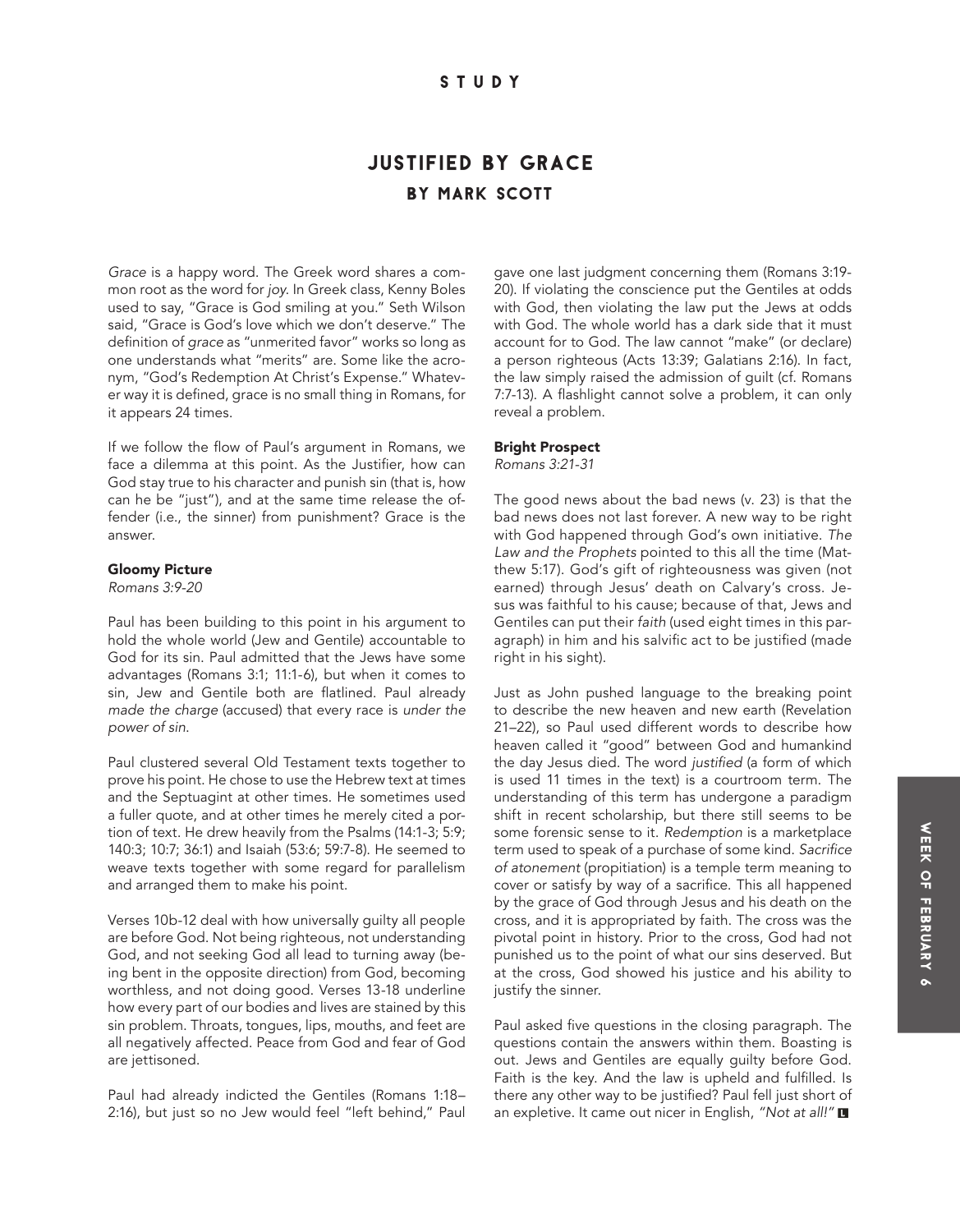STUDY

# JUSTIFIED BY GRACE

## BY MARK SCOTT

*Grace* is a happy word. The Greek word shares a common root as the word for *joy*. In Greek class, Kenny Boles used to say, "Grace is God smiling at you." Seth Wilson said, "Grace is God's love which we don't deserve." The definition of *grace* as "unmerited favor" works so long as one understands what "merits" are. Some like the acronym, "God's Redemption At Christ's Expense." Whatever way it is defined, grace is no small thing in Romans, for it appears 24 times.

If we follow the flow of Paul's argument in Romans, we face a dilemma at this point. As the Justifier, how can God stay true to his character and punish sin (that is, how can he be "just"), and at the same time release the offender (i.e., the sinner) from punishment? Grace is the answer.

### Gloomy Picture

*Romans 3:9-20*

Paul has been building to this point in his argument to hold the whole world (Jew and Gentile) accountable to God for its sin. Paul admitted that the Jews have some advantages (Romans 3:1; 11:1-6), but when it comes to sin, Jew and Gentile both are flatlined. Paul already *made the charge* (accused) that every race is *under the power of sin*.

Paul clustered several Old Testament texts together to prove his point. He chose to use the Hebrew text at times and the Septuagint at other times. He sometimes used a fuller quote, and at other times he merely cited a portion of text. He drew heavily from the Psalms (14:1-3; 5:9; 140:3; 10:7; 36:1) and Isaiah (53:6; 59:7-8). He seemed to weave texts together with some regard for parallelism and arranged them to make his point.

Verses 10b-12 deal with how universally guilty all people are before God. Not being righteous, not understanding God, and not seeking God all lead to turning away (being bent in the opposite direction) from God, becoming worthless, and not doing good. Verses 13-18 underline how every part of our bodies and lives are stained by this sin problem. Throats, tongues, lips, mouths, and feet are all negatively affected. Peace from God and fear of God are jettisoned.

Paul had already indicted the Gentiles (Romans 1:18–2:16), but just so no Jew would feel "left behind," Paul gave one last judgment concerning them (Romans 3:19-20). If violating the conscience put the Gentiles at odds with God, then violating the law put the Jews at odds with God. The whole world has a dark side that it must account for to God. The law cannot "make" (or declare) a person righteous (Acts 13:39; Galatians 2:16). In fact, the law simply raised the admission of guilt (cf. Romans 7:7-13). A flashlight cannot solve a problem, it can only reveal a problem.

### Bright Prospect

*Romans 3:21-31*

The good news about the bad news (v. 23) is that the bad news does not last forever. A new way to be right with God happened through God's own initiative. *The Law and the Prophets* pointed to this all the time (Matthew 5:17). God's gift of righteousness was given (not earned) through Jesus' death on Calvary's cross. Jesus was faithful to his cause; because of that, Jews and Gentiles can put their *faith* (used eight times in this paragraph) in him and his salvific act to be justified (made right in his sight).

Just as John pushed language to the breaking point to describe the new heaven and new earth (Revelation 21–22), so Paul used different words to describe how heaven called it "good" between God and humankind the day Jesus died. The word *justified* (a form of which is used 11 times in the text) is a courtroom term. The understanding of this term has undergone a paradigm shift in recent scholarship, but there still seems to be some forensic sense to it. *Redemption* is a marketplace term used to speak of a purchase of some kind. *Sacrifice of atonement* (propitiation) is a temple term meaning to cover or satisfy by way of a sacrifice. This all happened by the grace of God through Jesus and his death on the cross, and it is appropriated by faith. The cross was the pivotal point in history. Prior to the cross, God had not punished us to the point of what our sins deserved. But at the cross, God showed his justice and his ability to justify the sinner.

Paul asked five questions in the closing paragraph. The questions contain the answers within them. Boasting is out. Jews and Gentiles are equally guilty before God. Faith is the key. And the law is upheld and fulfilled. Is there any other way to be justified? Paul fell just short of an expletive. It came out nicer in English, *"Not at all!"*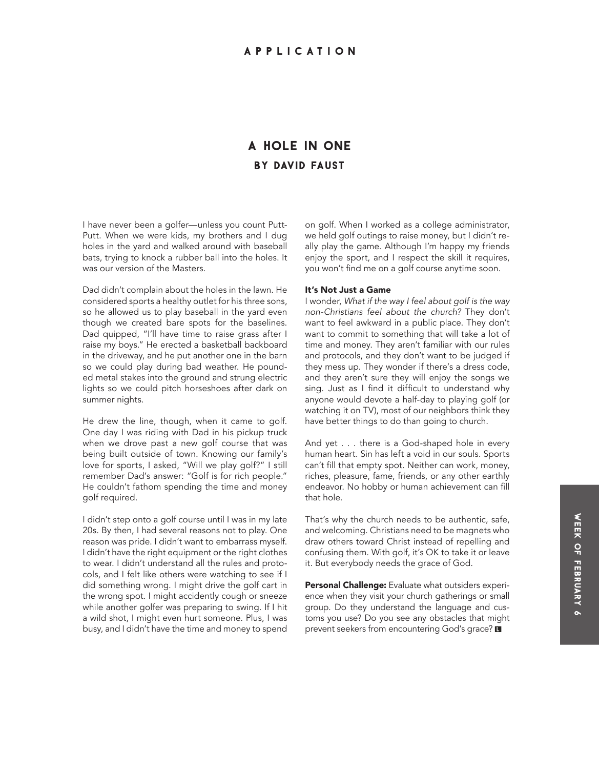APPLICATION

# A HOLE IN ONE

## BY DAVID FAUST

I have never been a golfer—unless you count Putt-Putt. When we were kids, my brothers and I dug holes in the yard and walked around with baseball bats, trying to knock a rubber ball into the holes. It was our version of the Masters.

Dad didn't complain about the holes in the lawn. He considered sports a healthy outlet for his three sons, so he allowed us to play baseball in the yard even though we created bare spots for the baselines. Dad quipped, "I'll have time to raise grass after I raise my boys." He erected a basketball backboard in the driveway, and he put another one in the barn so we could play during bad weather. He pounded metal stakes into the ground and strung electric lights so we could pitch horseshoes after dark on summer nights.

He drew the line, though, when it came to golf. One day I was riding with Dad in his pickup truck when we drove past a new golf course that was being built outside of town. Knowing our family's love for sports, I asked, "Will we play golf?" I still remember Dad's answer: "Golf is for rich people." He couldn't fathom spending the time and money golf required.

I didn't step onto a golf course until I was in my late 20s. By then, I had several reasons not to play. One reason was pride. I didn't want to embarrass myself. I didn't have the right equipment or the right clothes to wear. I didn't understand all the rules and protocols, and I felt like others were watching to see if I did something wrong. I might drive the golf cart in the wrong spot. I might accidently cough or sneeze while another golfer was preparing to swing. If I hit a wild shot, I might even hurt someone. Plus, I was busy, and I didn't have the time and money to spend on golf. When I worked as a college administrator, we held golf outings to raise money, but I didn't really play the game. Although I'm happy my friends enjoy the sport, and I respect the skill it requires, you won't find me on a golf course anytime soon.

**It's Not Just a Game**

I wonder, *What if the way I feel about golf is the way non-Christians feel about the church?* They don't want to feel awkward in a public place. They don't want to commit to something that will take a lot of time and money. They aren't familiar with our rules and protocols, and they don't want to be judged if they mess up. They wonder if there's a dress code, and they aren't sure they will enjoy the songs we sing. Just as I find it difficult to understand why anyone would devote a half-day to playing golf (or watching it on TV), most of our neighbors think they have better things to do than going to church.

And yet . . . there is a God-shaped hole in every human heart. Sin has left a void in our souls. Sports can't fill that empty spot. Neither can work, money, riches, pleasure, fame, friends, or any other earthly endeavor. No hobby or human achievement can fill that hole.

That's why the church needs to be authentic, safe, and welcoming. Christians need to be magnets who draw others toward Christ instead of repelling and confusing them. With golf, it's OK to take it or leave it. But everybody needs the grace of God.

**Personal Challenge:** Evaluate what outsiders experience when they visit your church gatherings or small group. Do they understand the language and customs you use? Do you see any obstacles that might prevent seekers from encountering God's grace?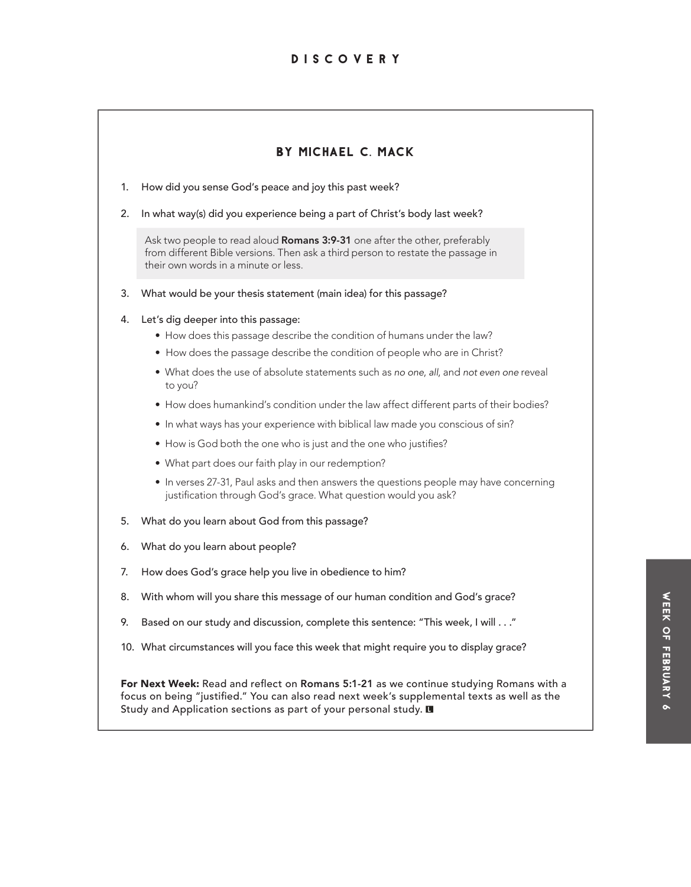# DISCOVERY

## BY MICHAEL C. MACK

1. How did you sense God's peace and joy this past week?

2. In what way(s) did you experience being a part of Christ's body last week?

   Ask two people to read aloud **Romans 3:9-31** one after the other, preferably from different Bible versions. Then ask a third person to restate the passage in their own words in a minute or less.

3. What would be your thesis statement (main idea) for this passage?

4. Let's dig deeper into this passage:
   - How does this passage describe the condition of humans under the law?
   - How does the passage describe the condition of people who are in Christ?
   - What does the use of absolute statements such as *no one*, *all*, and *not even one* reveal to you?
   - How does humankind's condition under the law affect different parts of their bodies?
   - In what ways has your experience with biblical law made you conscious of sin?
   - How is God both the one who is just and the one who justifies?
   - What part does our faith play in our redemption?
   - In verses 27-31, Paul asks and then answers the questions people may have concerning justification through God's grace. What question would you ask?

5. What do you learn about God from this passage?

6. What do you learn about people?

7. How does God's grace help you live in obedience to him?

8. With whom will you share this message of our human condition and God's grace?

9. Based on our study and discussion, complete this sentence: "This week, I will . . ."

10. What circumstances will you face this week that might require you to display grace?

**For Next Week:** Read and reflect on **Romans 5:1-21** as we continue studying Romans with a focus on being "justified." You can also read next week's supplemental texts as well as the Study and Application sections as part of your personal study.

WEEK OF FEBRUARY 6